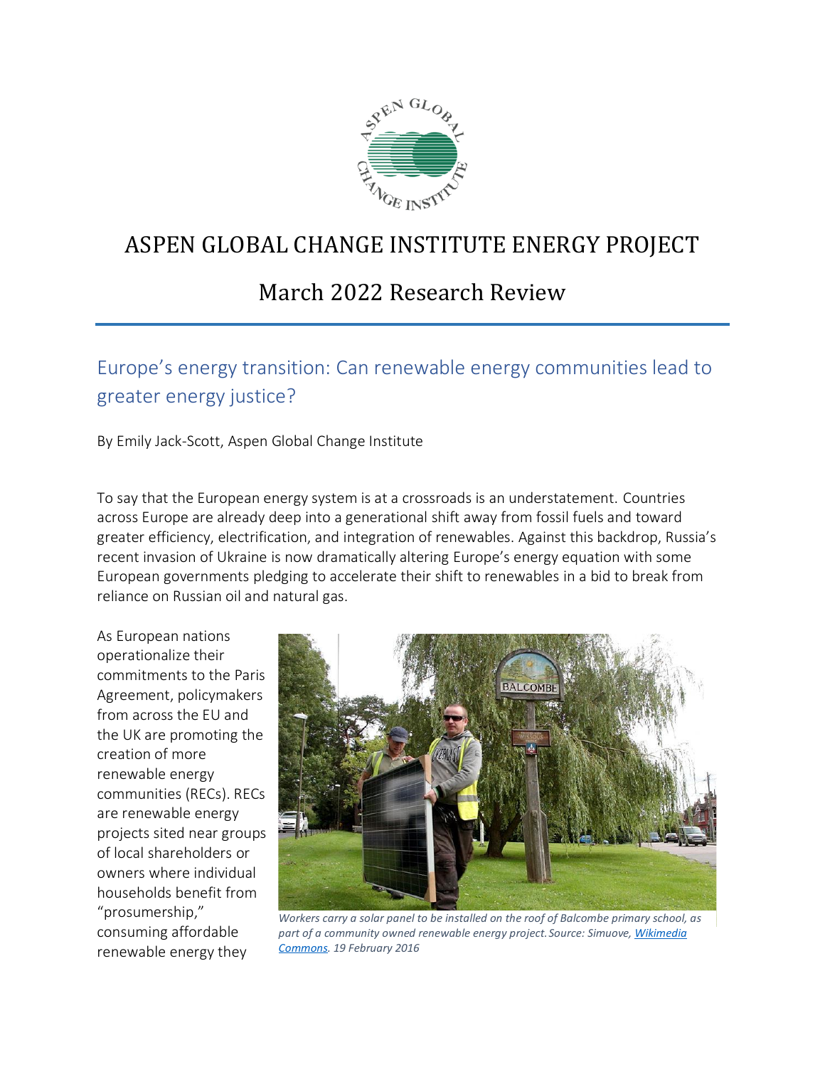# ASPEN GLOBAL CHANGE INSTITUTE ENERGY PROJECT

## March 2022 Research Review

### Europe's energy transition: Can renewable energy communities lead to greater energy justice?

By Emily Jack-Scott, Aspen Global Change Institute

To say that the European energy system is at a crossroads is an understatement. Countries across Europe are already deep into a generational shift away from fossil fuels and toward greater efficiency, electrification, and integration of renewables. Against this backdrop, Russia's recent invasion of Ukraine is now dramatically altering Europe's energy equation with some European governments pledging to accelerate their shift to renewables in a bid to break from reliance on Russian oil and natural gas.

As European nations operationalize their commitments to the Paris Agreement, policymakers from across the EU and the UK are promoting the creation of more renewable energy communities (RECs). RECs are renewable energy projects sited near groups of local shareholders or owners where individual households benefit from "prosumership," consuming affordable renewable energy they

*Workers carry a solar panel to be installed on the roof of Balcombe primary school, as part of a community owned renewable energy project. Source: Simuove, [Wikimedia Commons](). 19 February 2016*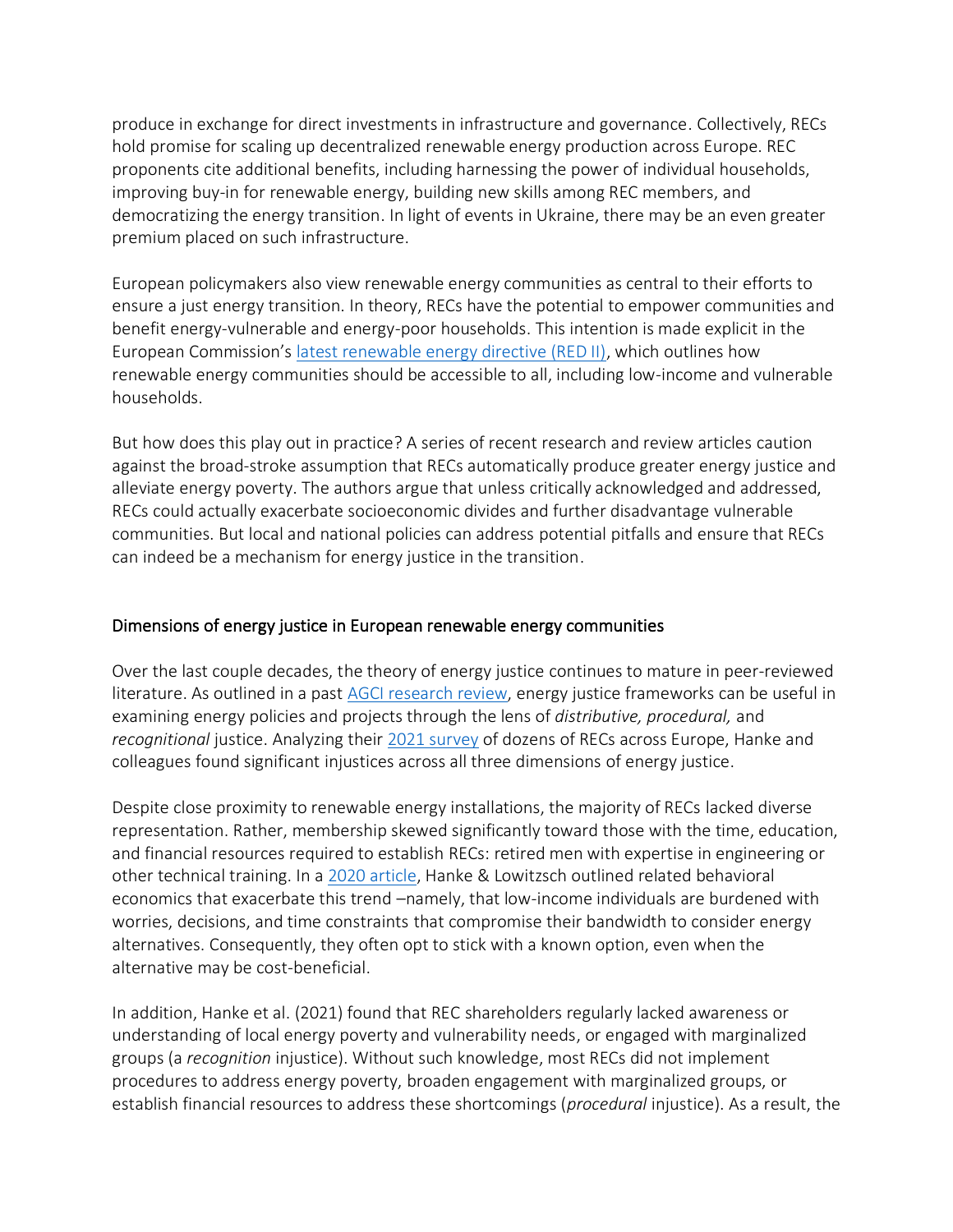produce in exchange for direct investments in infrastructure and governance. Collectively, RECs hold promise for scaling up decentralized renewable energy production across Europe. REC proponents cite additional benefits, including harnessing the power of individual households, improving buy-in for renewable energy, building new skills among REC members, and democratizing the energy transition. In light of events in Ukraine, there may be an even greater premium placed on such infrastructure.

European policymakers also view renewable energy communities as central to their efforts to ensure a just energy transition. In theory, RECs have the potential to empower communities and benefit energy-vulnerable and energy-poor households. This intention is made explicit in the European Commission's [latest renewable energy directive (RED II)](), which outlines how renewable energy communities should be accessible to all, including low-income and vulnerable households.

But how does this play out in practice? A series of recent research and review articles caution against the broad-stroke assumption that RECs automatically produce greater energy justice and alleviate energy poverty. The authors argue that unless critically acknowledged and addressed, RECs could actually exacerbate socioeconomic divides and further disadvantage vulnerable communities. But local and national policies can address potential pitfalls and ensure that RECs can indeed be a mechanism for energy justice in the transition.

## Dimensions of energy justice in European renewable energy communities

Over the last couple decades, the theory of energy justice continues to mature in peer-reviewed literature. As outlined in a past [AGCI research review](), energy justice frameworks can be useful in examining energy policies and projects through the lens of *distributive, procedural,* and *recognitional* justice. Analyzing their [2021 survey]() of dozens of RECs across Europe, Hanke and colleagues found significant injustices across all three dimensions of energy justice.

Despite close proximity to renewable energy installations, the majority of RECs lacked diverse representation. Rather, membership skewed significantly toward those with the time, education, and financial resources required to establish RECs: retired men with expertise in engineering or other technical training. In a [2020 article](), Hanke & Lowitzsch outlined related behavioral economics that exacerbate this trend –namely, that low-income individuals are burdened with worries, decisions, and time constraints that compromise their bandwidth to consider energy alternatives. Consequently, they often opt to stick with a known option, even when the alternative may be cost-beneficial.

In addition, Hanke et al. (2021) found that REC shareholders regularly lacked awareness or understanding of local energy poverty and vulnerability needs, or engaged with marginalized groups (a *recognition* injustice). Without such knowledge, most RECs did not implement procedures to address energy poverty, broaden engagement with marginalized groups, or establish financial resources to address these shortcomings (*procedural* injustice). As a result, the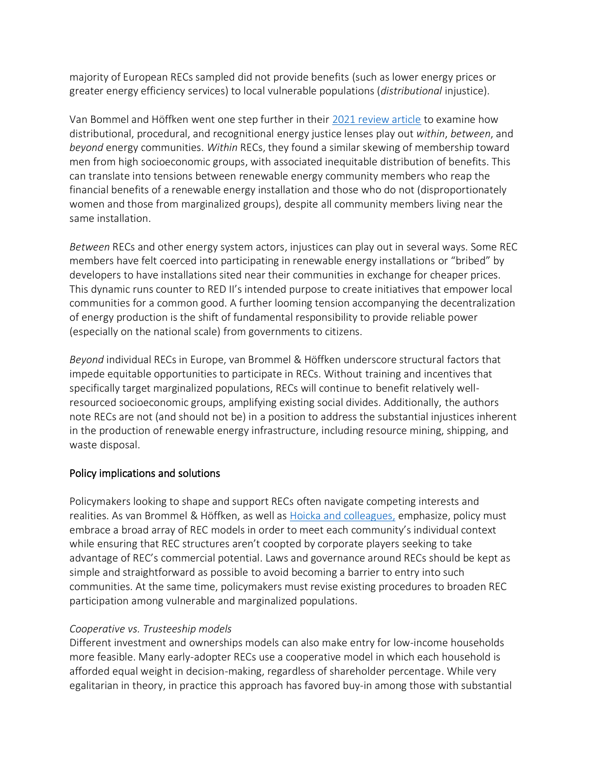majority of European RECs sampled did not provide benefits (such as lower energy prices or greater energy efficiency services) to local vulnerable populations (*distributional* injustice).

Van Bommel and Höffken went one step further in their [2021 review article](#) to examine how distributional, procedural, and recognitional energy justice lenses play out *within*, *between*, and *beyond* energy communities. *Within* RECs, they found a similar skewing of membership toward men from high socioeconomic groups, with associated inequitable distribution of benefits. This can translate into tensions between renewable energy community members who reap the financial benefits of a renewable energy installation and those who do not (disproportionately women and those from marginalized groups), despite all community members living near the same installation.

*Between* RECs and other energy system actors, injustices can play out in several ways. Some REC members have felt coerced into participating in renewable energy installations or "bribed" by developers to have installations sited near their communities in exchange for cheaper prices. This dynamic runs counter to RED II's intended purpose to create initiatives that empower local communities for a common good. A further looming tension accompanying the decentralization of energy production is the shift of fundamental responsibility to provide reliable power (especially on the national scale) from governments to citizens.

*Beyond* individual RECs in Europe, van Brommel & Höffken underscore structural factors that impede equitable opportunities to participate in RECs. Without training and incentives that specifically target marginalized populations, RECs will continue to benefit relatively well-resourced socioeconomic groups, amplifying existing social divides. Additionally, the authors note RECs are not (and should not be) in a position to address the substantial injustices inherent in the production of renewable energy infrastructure, including resource mining, shipping, and waste disposal.

## Policy implications and solutions

Policymakers looking to shape and support RECs often navigate competing interests and realities. As van Brommel & Höffken, as well as [Hoicka and colleagues,](#) emphasize, policy must embrace a broad array of REC models in order to meet each community's individual context while ensuring that REC structures aren't coopted by corporate players seeking to take advantage of REC's commercial potential. Laws and governance around RECs should be kept as simple and straightforward as possible to avoid becoming a barrier to entry into such communities. At the same time, policymakers must revise existing procedures to broaden REC participation among vulnerable and marginalized populations.

*Cooperative vs. Trusteeship models*

Different investment and ownerships models can also make entry for low-income households more feasible. Many early-adopter RECs use a cooperative model in which each household is afforded equal weight in decision-making, regardless of shareholder percentage. While very egalitarian in theory, in practice this approach has favored buy-in among those with substantial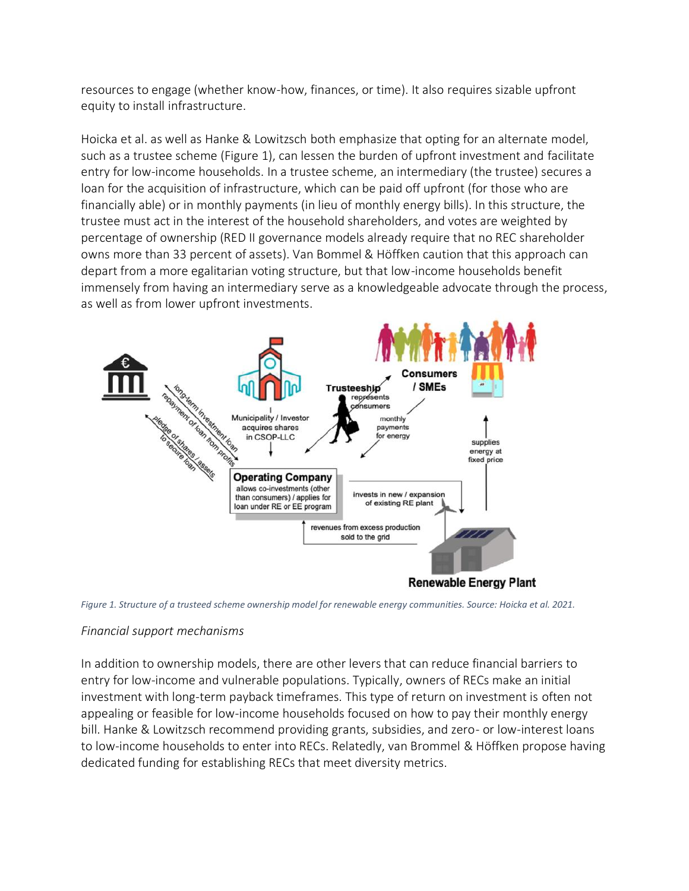resources to engage (whether know-how, finances, or time). It also requires sizable upfront equity to install infrastructure.

Hoicka et al. as well as Hanke & Lowitzsch both emphasize that opting for an alternate model, such as a trustee scheme (Figure 1), can lessen the burden of upfront investment and facilitate entry for low-income households. In a trustee scheme, an intermediary (the trustee) secures a loan for the acquisition of infrastructure, which can be paid off upfront (for those who are financially able) or in monthly payments (in lieu of monthly energy bills). In this structure, the trustee must act in the interest of the household shareholders, and votes are weighted by percentage of ownership (RED II governance models already require that no REC shareholder owns more than 33 percent of assets). Van Bommel & Höffken caution that this approach can depart from a more egalitarian voting structure, but that low-income households benefit immensely from having an intermediary serve as a knowledgeable advocate through the process, as well as from lower upfront investments.

*Figure 1. Structure of a trusteed scheme ownership model for renewable energy communities. Source: Hoicka et al. 2021.*

*Financial support mechanisms*

In addition to ownership models, there are other levers that can reduce financial barriers to entry for low-income and vulnerable populations. Typically, owners of RECs make an initial investment with long-term payback timeframes. This type of return on investment is often not appealing or feasible for low-income households focused on how to pay their monthly energy bill. Hanke & Lowitzsch recommend providing grants, subsidies, and zero- or low-interest loans to low-income households to enter into RECs. Relatedly, van Brommel & Höffken propose having dedicated funding for establishing RECs that meet diversity metrics.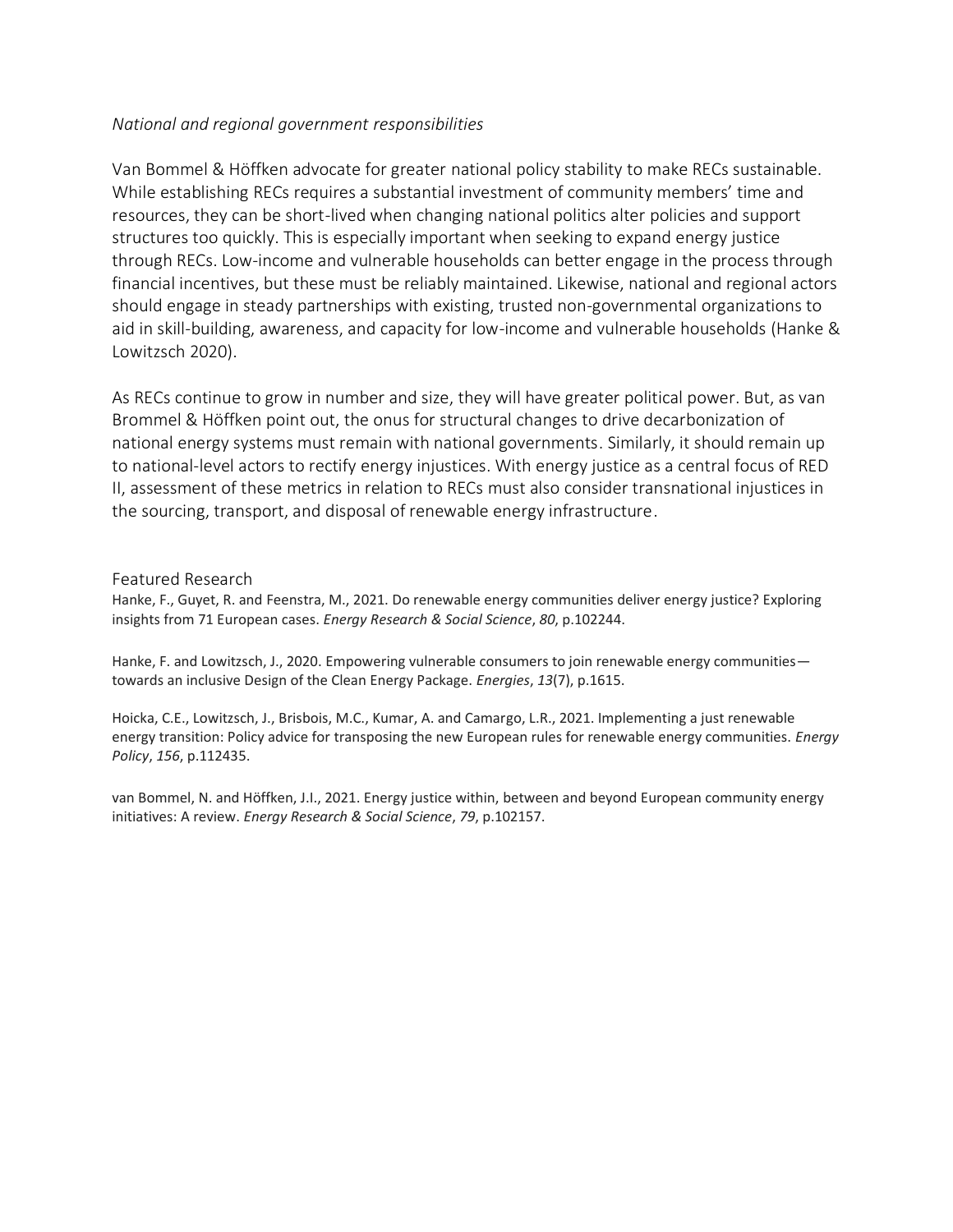*National and regional government responsibilities*

Van Bommel & Höffken advocate for greater national policy stability to make RECs sustainable. While establishing RECs requires a substantial investment of community members' time and resources, they can be short-lived when changing national politics alter policies and support structures too quickly. This is especially important when seeking to expand energy justice through RECs. Low-income and vulnerable households can better engage in the process through financial incentives, but these must be reliably maintained. Likewise, national and regional actors should engage in steady partnerships with existing, trusted non-governmental organizations to aid in skill-building, awareness, and capacity for low-income and vulnerable households (Hanke & Lowitzsch 2020).

As RECs continue to grow in number and size, they will have greater political power. But, as van Brommel & Höffken point out, the onus for structural changes to drive decarbonization of national energy systems must remain with national governments. Similarly, it should remain up to national-level actors to rectify energy injustices. With energy justice as a central focus of RED II, assessment of these metrics in relation to RECs must also consider transnational injustices in the sourcing, transport, and disposal of renewable energy infrastructure.

## Featured Research

Hanke, F., Guyet, R. and Feenstra, M., 2021. Do renewable energy communities deliver energy justice? Exploring insights from 71 European cases. *Energy Research & Social Science*, *80*, p.102244.

Hanke, F. and Lowitzsch, J., 2020. Empowering vulnerable consumers to join renewable energy communities—towards an inclusive Design of the Clean Energy Package. *Energies*, *13*(7), p.1615.

Hoicka, C.E., Lowitzsch, J., Brisbois, M.C., Kumar, A. and Camargo, L.R., 2021. Implementing a just renewable energy transition: Policy advice for transposing the new European rules for renewable energy communities. *Energy Policy*, *156*, p.112435.

van Bommel, N. and Höffken, J.I., 2021. Energy justice within, between and beyond European community energy initiatives: A review. *Energy Research & Social Science*, *79*, p.102157.